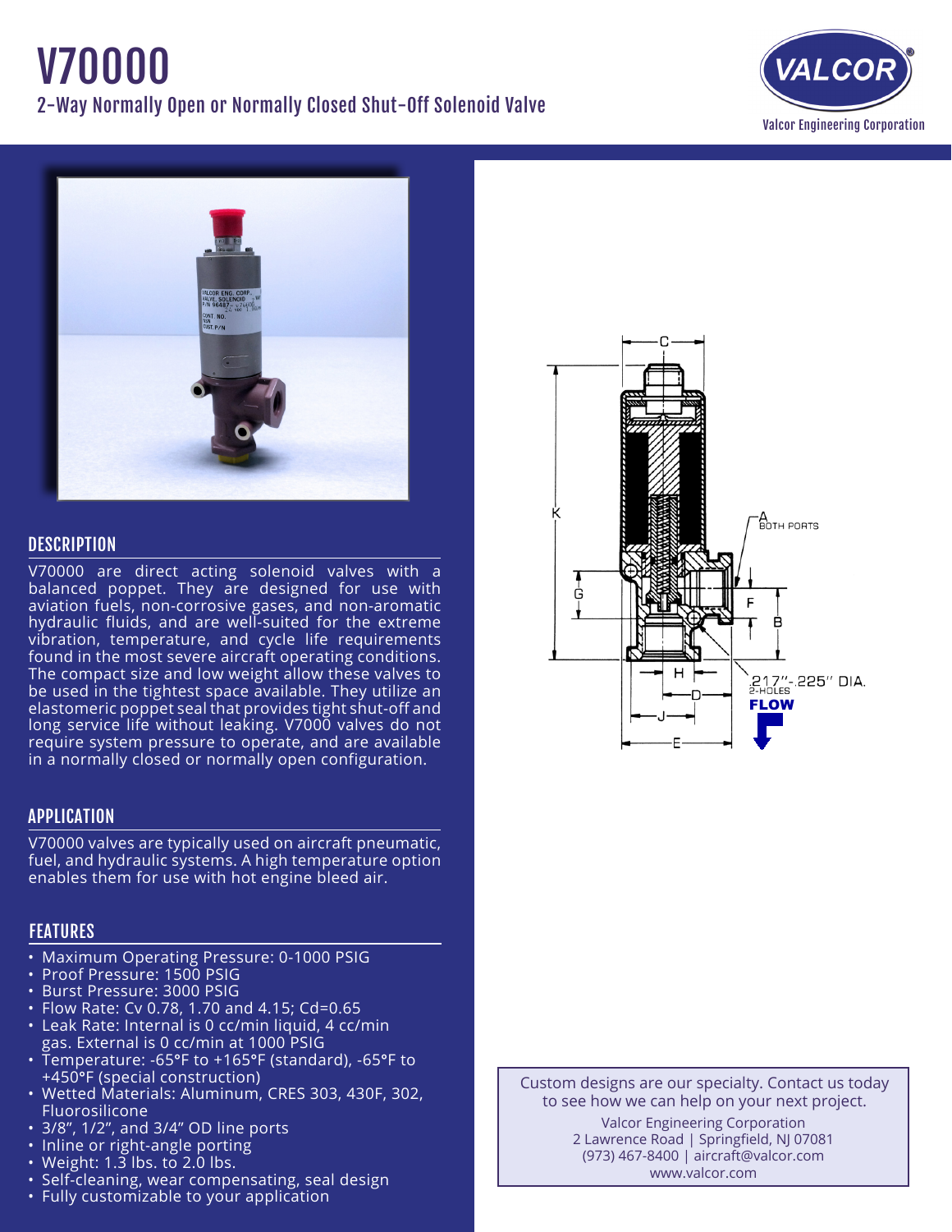# V70000

## 2-Way Normally Open or Normally Closed Shut-Off Solenoid Valve

Valcor Engineering Corporation

## DESCRIPTION

V70000 are direct acting solenoid valves with a balanced poppet. They are designed for use with aviation fuels, non-corrosive gases, and non-aromatic hydraulic fluids, and are well-suited for the extreme vibration, temperature, and cycle life requirements found in the most severe aircraft operating conditions. The compact size and low weight allow these valves to be used in the tightest space available. They utilize an elastomeric poppet seal that provides tight shut-off and long service life without leaking. V7000 valves do not require system pressure to operate, and are available in a normally closed or normally open configuration.

## APPLICATION

V70000 valves are typically used on aircraft pneumatic, fuel, and hydraulic systems. A high temperature option enables them for use with hot engine bleed air.

## FEATURES

- Maximum Operating Pressure: 0-1000 PSIG
- Proof Pressure: 1500 PSIG
- Burst Pressure: 3000 PSIG
- Flow Rate: Cv 0.78, 1.70 and 4.15; Cd=0.65
- Leak Rate: Internal is 0 cc/min liquid, 4 cc/min gas. External is 0 cc/min at 1000 PSIG
- Temperature: -65°F to +165°F (standard), -65°F to +450°F (special construction)
- Wetted Materials: Aluminum, CRES 303, 430F, 302, Fluorosilicone
- 3/8", 1/2", and 3/4" OD line ports
- Inline or right-angle porting
- Weight: 1.3 lbs. to 2.0 lbs.
- Self-cleaning, wear compensating, seal design
- Fully customizable to your application

A BOTH PORTS

.217"-.225" DIA. 2-HOLES

FLOW

Custom designs are our specialty. Contact us today to see how we can help on your next project.

Valcor Engineering Corporation
2 Lawrence Road | Springfield, NJ 07081
(973) 467-8400 | aircraft@valcor.com
www.valcor.com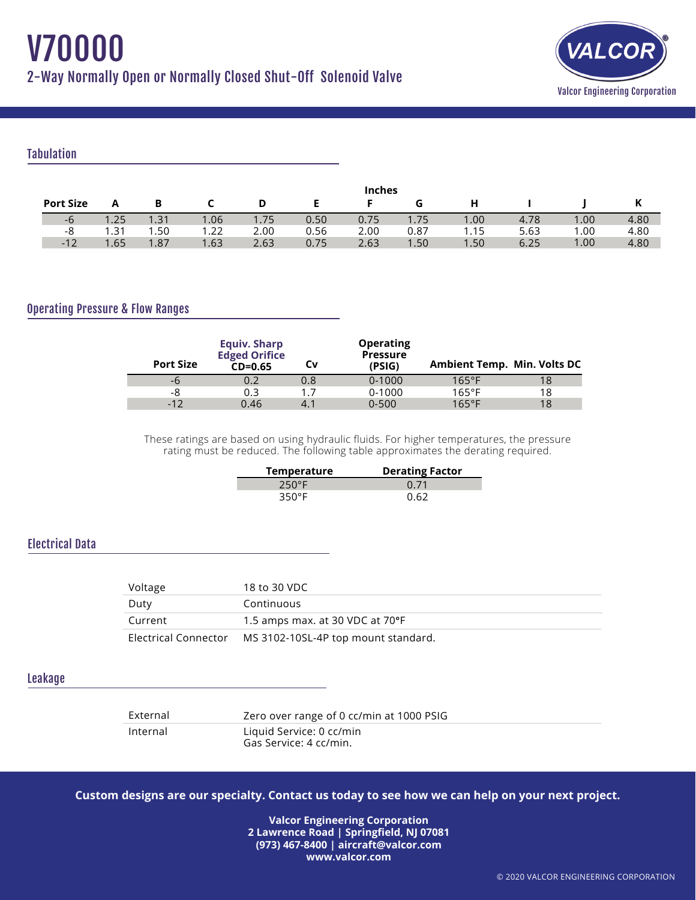# V70000

## 2-Way Normally Open or Normally Closed Shut-Off Solenoid Valve

Valcor Engineering Corporation

### Tabulation

| | Inches | | | | | | | | | | |
|---|---|---|---|---|---|---|---|---|---|---|---|
| Port Size | A | B | C | D | E | F | G | H | I | J | K |
| -6 | 1.25 | 1.31 | 1.06 | 1.75 | 0.50 | 0.75 | 1.75 | 1.00 | 4.78 | 1.00 | 4.80 |
| -8 | 1.31 | 1.50 | 1.22 | 2.00 | 0.56 | 2.00 | 0.87 | 1.15 | 5.63 | 1.00 | 4.80 |
| -12 | 1.65 | 1.87 | 1.63 | 2.63 | 0.75 | 2.63 | 1.50 | 1.50 | 6.25 | 1.00 | 4.80 |

### Operating Pressure & Flow Ranges

| Port Size | Equiv. Sharp Edged Orifice CD=0.65 | Cv | Operating Pressure (PSIG) | Ambient Temp. | Min. Volts DC |
|---|---|---|---|---|---|
| -6 | 0.2 | 0.8 | 0-1000 | 165°F | 18 |
| -8 | 0.3 | 1.7 | 0-1000 | 165°F | 18 |
| -12 | 0.46 | 4.1 | 0-500 | 165°F | 18 |

These ratings are based on using hydraulic fluids. For higher temperatures, the pressure rating must be reduced. The following table approximates the derating required.

| Temperature | Derating Factor |
|---|---|
| 250°F | 0.71 |
| 350°F | 0.62 |

### Electrical Data

| | |
|---|---|
| Voltage | 18 to 30 VDC |
| Duty | Continuous |
| Current | 1.5 amps max. at 30 VDC at 70°F |
| Electrical Connector | MS 3102-10SL-4P top mount standard. |

### Leakage

| | |
|---|---|
| External | Zero over range of 0 cc/min at 1000 PSIG |
| Internal | Liquid Service: 0 cc/min<br>Gas Service: 4 cc/min. |

**Custom designs are our specialty. Contact us today to see how we can help on your next project.**

**Valcor Engineering Corporation**
**2 Lawrence Road | Springfield, NJ 07081**
**(973) 467-8400 | aircraft@valcor.com**
**www.valcor.com**

© 2020 VALCOR ENGINEERING CORPORATION